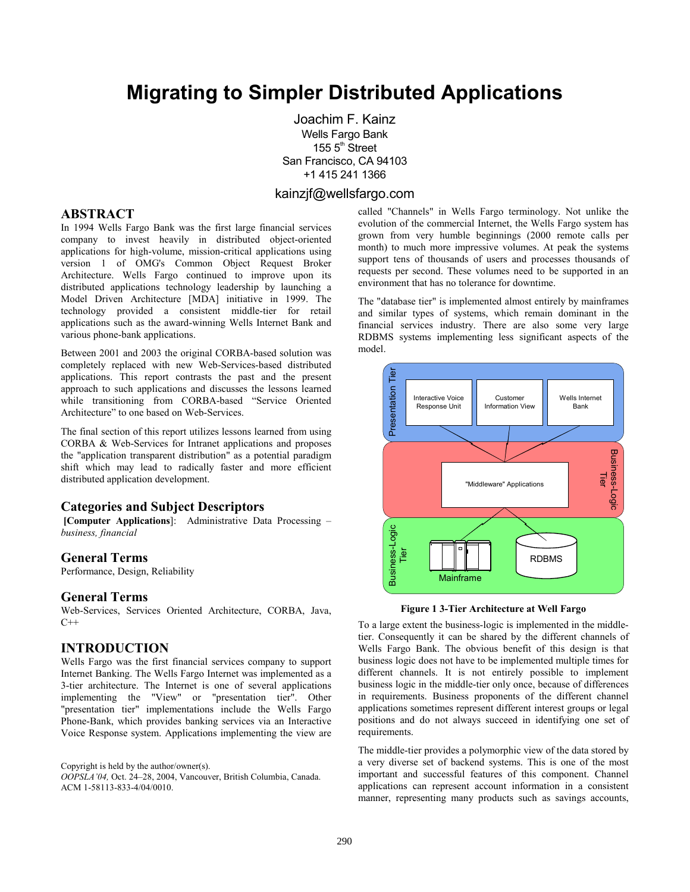# Migrating to Simpler Distributed Applications

Joachim F. Kainz
Wells Fargo Bank
155 5th Street
San Francisco, CA 94103
+1 415 241 1366

kainzjf@wellsfargo.com

## ABSTRACT

In 1994 Wells Fargo Bank was the first large financial services company to invest heavily in distributed object-oriented applications for high-volume, mission-critical applications using version 1 of OMG's Common Object Request Broker Architecture. Wells Fargo continued to improve upon its distributed applications technology leadership by launching a Model Driven Architecture [MDA] initiative in 1999. The technology provided a consistent middle-tier for retail applications such as the award-winning Wells Internet Bank and various phone-bank applications.

Between 2001 and 2003 the original CORBA-based solution was completely replaced with new Web-Services-based distributed applications. This report contrasts the past and the present approach to such applications and discusses the lessons learned while transitioning from CORBA-based "Service Oriented Architecture" to one based on Web-Services.

The final section of this report utilizes lessons learned from using CORBA & Web-Services for Intranet applications and proposes the "application transparent distribution" as a potential paradigm shift which may lead to radically faster and more efficient distributed application development.

## Categories and Subject Descriptors

**[Computer Applications]**: Administrative Data Processing – *business, financial*

## General Terms

Performance, Design, Reliability

## General Terms

Web-Services, Services Oriented Architecture, CORBA, Java, C++

## INTRODUCTION

Wells Fargo was the first financial services company to support Internet Banking. The Wells Fargo Internet was implemented as a 3-tier architecture. The Internet is one of several applications implementing the "View" or "presentation tier". Other "presentation tier" implementations include the Wells Fargo Phone-Bank, which provides banking services via an Interactive Voice Response system. Applications implementing the view are called "Channels" in Wells Fargo terminology. Not unlike the evolution of the commercial Internet, the Wells Fargo system has grown from very humble beginnings (2000 remote calls per month) to much more impressive volumes. At peak the systems support tens of thousands of users and processes thousands of requests per second. These volumes need to be supported in an environment that has no tolerance for downtime.

The "database tier" is implemented almost entirely by mainframes and similar types of systems, which remain dominant in the financial services industry. There are also some very large RDBMS systems implementing less significant aspects of the model.

**Figure 1 3-Tier Architecture at Well Fargo**

To a large extent the business-logic is implemented in the middle-tier. Consequently it can be shared by the different channels of Wells Fargo Bank. The obvious benefit of this design is that business logic does not have to be implemented multiple times for different channels. It is not entirely possible to implement business logic in the middle-tier only once, because of differences in requirements. Business proponents of the different channel applications sometimes represent different interest groups or legal positions and do not always succeed in identifying one set of requirements.

The middle-tier provides a polymorphic view of the data stored by a very diverse set of backend systems. This is one of the most important and successful features of this component. Channel applications can represent account information in a consistent manner, representing many products such as savings accounts,

Copyright is held by the author/owner(s).
*OOPSLA'04,* Oct. 24–28, 2004, Vancouver, British Columbia, Canada.
ACM 1-58113-833-4/04/0010.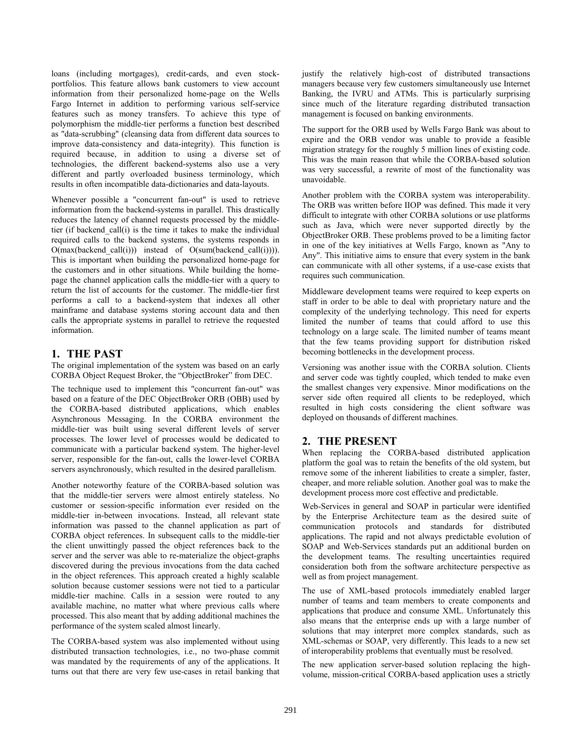loans (including mortgages), credit-cards, and even stock-portfolios. This feature allows bank customers to view account information from their personalized home-page on the Wells Fargo Internet in addition to performing various self-service features such as money transfers. To achieve this type of polymorphism the middle-tier performs a function best described as "data-scrubbing" (cleansing data from different data sources to improve data-consistency and data-integrity). This function is required because, in addition to using a diverse set of technologies, the different backend-systems also use a very different and partly overloaded business terminology, which results in often incompatible data-dictionaries and data-layouts.

Whenever possible a "concurrent fan-out" is used to retrieve information from the backend-systems in parallel. This drastically reduces the latency of channel requests processed by the middle-tier (if backend_call(i) is the time it takes to make the individual required calls to the backend systems, the systems responds in O(max(backend_call(i))) instead of O(sum(backend_call(i)))). This is important when building the personalized home-page for the customers and in other situations. While building the home-page the channel application calls the middle-tier with a query to return the list of accounts for the customer. The middle-tier first performs a call to a backend-system that indexes all other mainframe and database systems storing account data and then calls the appropriate systems in parallel to retrieve the requested information.

## 1. THE PAST

The original implementation of the system was based on an early CORBA Object Request Broker, the "ObjectBroker" from DEC.

The technique used to implement this "concurrent fan-out" was based on a feature of the DEC ObjectBroker ORB (OBB) used by the CORBA-based distributed applications, which enables Asynchronous Messaging. In the CORBA environment the middle-tier was built using several different levels of server processes. The lower level of processes would be dedicated to communicate with a particular backend system. The higher-level server, responsible for the fan-out, calls the lower-level CORBA servers asynchronously, which resulted in the desired parallelism.

Another noteworthy feature of the CORBA-based solution was that the middle-tier servers were almost entirely stateless. No customer or session-specific information ever resided on the middle-tier in-between invocations. Instead, all relevant state information was passed to the channel application as part of CORBA object references. In subsequent calls to the middle-tier the client unwittingly passed the object references back to the server and the server was able to re-materialize the object-graphs discovered during the previous invocations from the data cached in the object references. This approach created a highly scalable solution because customer sessions were not tied to a particular middle-tier machine. Calls in a session were routed to any available machine, no matter what where previous calls where processed. This also meant that by adding additional machines the performance of the system scaled almost linearly.

The CORBA-based system was also implemented without using distributed transaction technologies, i.e., no two-phase commit was mandated by the requirements of any of the applications. It turns out that there are very few use-cases in retail banking that justify the relatively high-cost of distributed transactions managers because very few customers simultaneously use Internet Banking, the IVRU and ATMs. This is particularly surprising since much of the literature regarding distributed transaction management is focused on banking environments.

The support for the ORB used by Wells Fargo Bank was about to expire and the ORB vendor was unable to provide a feasible migration strategy for the roughly 5 million lines of existing code. This was the main reason that while the CORBA-based solution was very successful, a rewrite of most of the functionality was unavoidable.

Another problem with the CORBA system was interoperability. The ORB was written before IIOP was defined. This made it very difficult to integrate with other CORBA solutions or use platforms such as Java, which were never supported directly by the ObjectBroker ORB. These problems proved to be a limiting factor in one of the key initiatives at Wells Fargo, known as "Any to Any". This initiative aims to ensure that every system in the bank can communicate with all other systems, if a use-case exists that requires such communication.

Middleware development teams were required to keep experts on staff in order to be able to deal with proprietary nature and the complexity of the underlying technology. This need for experts limited the number of teams that could afford to use this technology on a large scale. The limited number of teams meant that the few teams providing support for distribution risked becoming bottlenecks in the development process.

Versioning was another issue with the CORBA solution. Clients and server code was tightly coupled, which tended to make even the smallest changes very expensive. Minor modifications on the server side often required all clients to be redeployed, which resulted in high costs considering the client software was deployed on thousands of different machines.

## 2. THE PRESENT

When replacing the CORBA-based distributed application platform the goal was to retain the benefits of the old system, but remove some of the inherent liabilities to create a simpler, faster, cheaper, and more reliable solution. Another goal was to make the development process more cost effective and predictable.

Web-Services in general and SOAP in particular were identified by the Enterprise Architecture team as the desired suite of communication protocols and standards for distributed applications. The rapid and not always predictable evolution of SOAP and Web-Services standards put an additional burden on the development teams. The resulting uncertainties required consideration both from the software architecture perspective as well as from project management.

The use of XML-based protocols immediately enabled larger number of teams and team members to create components and applications that produce and consume XML. Unfortunately this also means that the enterprise ends up with a large number of solutions that may interprest more complex standards, such as XML-schemas or SOAP, very differently. This leads to a new set of interoperability problems that eventually must be resolved.

The new application server-based solution replacing the high-volume, mission-critical CORBA-based application uses a strictly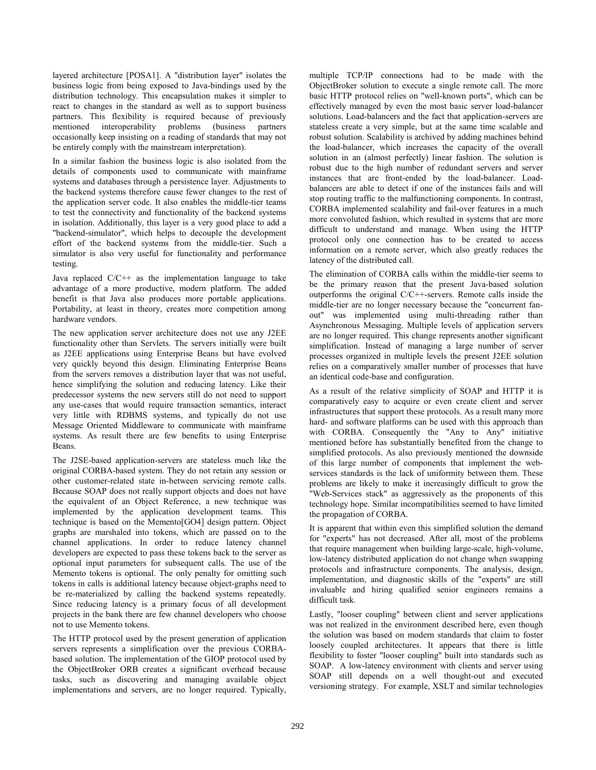layered architecture [POSA1]. A "distribution layer" isolates the business logic from being exposed to Java-bindings used by the distribution technology. This encapsulation makes it simpler to react to changes in the standard as well as to support business partners. This flexibility is required because of previously mentioned interoperability problems (business partners occasionally keep insisting on a reading of standards that may not be entirely comply with the mainstream interpretation).

In a similar fashion the business logic is also isolated from the details of components used to communicate with mainframe systems and databases through a persistence layer. Adjustments to the backend systems therefore cause fewer changes to the rest of the application server code. It also enables the middle-tier teams to test the connectivity and functionality of the backend systems in isolation. Additionally, this layer is a very good place to add a "backend-simulator", which helps to decouple the development effort of the backend systems from the middle-tier. Such a simulator is also very useful for functionality and performance testing.

Java replaced C/C++ as the implementation language to take advantage of a more productive, modern platform. The added benefit is that Java also produces more portable applications. Portability, at least in theory, creates more competition among hardware vendors.

The new application server architecture does not use any J2EE functionality other than Servlets. The servers initially were built as J2EE applications using Enterprise Beans but have evolved very quickly beyond this design. Eliminating Enterprise Beans from the servers removes a distribution layer that was not useful, hence simplifying the solution and reducing latency. Like their predecessor systems the new servers still do not need to support any use-cases that would require transaction semantics, interact very little with RDBMS systems, and typically do not use Message Oriented Middleware to communicate with mainframe systems. As result there are few benefits to using Enterprise Beans.

The J2SE-based application-servers are stateless much like the original CORBA-based system. They do not retain any session or other customer-related state in-between servicing remote calls. Because SOAP does not really support objects and does not have the equivalent of an Object Reference, a new technique was implemented by the application development teams. This technique is based on the Memento[GO4] design pattern. Object graphs are marshaled into tokens, which are passed on to the channel applications. In order to reduce latency channel developers are expected to pass these tokens back to the server as optional input parameters for subsequent calls. The use of the Memento tokens is optional. The only penalty for omitting such tokens in calls is additional latency because object-graphs need to be re-materialized by calling the backend systems repeatedly. Since reducing latency is a primary focus of all development projects in the bank there are few channel developers who choose not to use Memento tokens.

The HTTP protocol used by the present generation of application servers represents a simplification over the previous CORBA-based solution. The implementation of the GIOP protocol used by the ObjectBroker ORB creates a significant overhead because tasks, such as discovering and managing available object implementations and servers, are no longer required. Typically, multiple TCP/IP connections had to be made with the ObjectBroker solution to execute a single remote call. The more basic HTTP protocol relies on "well-known ports", which can be effectively managed by even the most basic server load-balancer solutions. Load-balancers and the fact that application-servers are stateless create a very simple, but at the same time scalable and robust solution. Scalability is archived by adding machines behind the load-balancer, which increases the capacity of the overall solution in an (almost perfectly) linear fashion. The solution is robust due to the high number of redundant servers and server instances that are front-ended by the load-balancer. Load-balancers are able to detect if one of the instances fails and will stop routing traffic to the malfunctioning components. In contrast, CORBA implemented scalability and fail-over features in a much more convoluted fashion, which resulted in systems that are more difficult to understand and manage. When using the HTTP protocol only one connection has to be created to access information on a remote server, which also greatly reduces the latency of the distributed call.

The elimination of CORBA calls within the middle-tier seems to be the primary reason that the present Java-based solution outperforms the original C/C++-servers. Remote calls inside the middle-tier are no longer necessary because the "concurrent fan-out" was implemented using multi-threading rather than Asynchronous Messaging. Multiple levels of application servers are no longer required. This change represents another significant simplification. Instead of managing a large number of server processes organized in multiple levels the present J2EE solution relies on a comparatively smaller number of processes that have an identical code-base and configuration.

As a result of the relative simplicity of SOAP and HTTP it is comparatively easy to acquire or even create client and server infrastructures that support these protocols. As a result many more hard- and software platforms can be used with this approach than with CORBA. Consequently the "Any to Any" initiative mentioned before has substantially benefited from the change to simplified protocols. As also previously mentioned the downside of this large number of components that implement the web-services standards is the lack of uniformity between them. These problems are likely to make it increasingly difficult to grow the "Web-Services stack" as aggressively as the proponents of this technology hope. Similar incompatibilities seemed to have limited the propagation of CORBA.

It is apparent that within even this simplified solution the demand for "experts" has not decreased. After all, most of the problems that require management when building large-scale, high-volume, low-latency distributed application do not change when swapping protocols and infrastructure components. The analysis, design, implementation, and diagnostic skills of the "experts" are still invaluable and hiring qualified senior engineers remains a difficult task.

Lastly, "looser coupling" between client and server applications was not realized in the environment described here, even though the solution was based on modern standards that claim to foster loosely coupled architectures. It appears that there is little flexibility to foster "looser coupling" built into standards such as SOAP. A low-latency environment with clients and server using SOAP still depends on a well thought-out and executed versioning strategy. For example, XSLT and similar technologies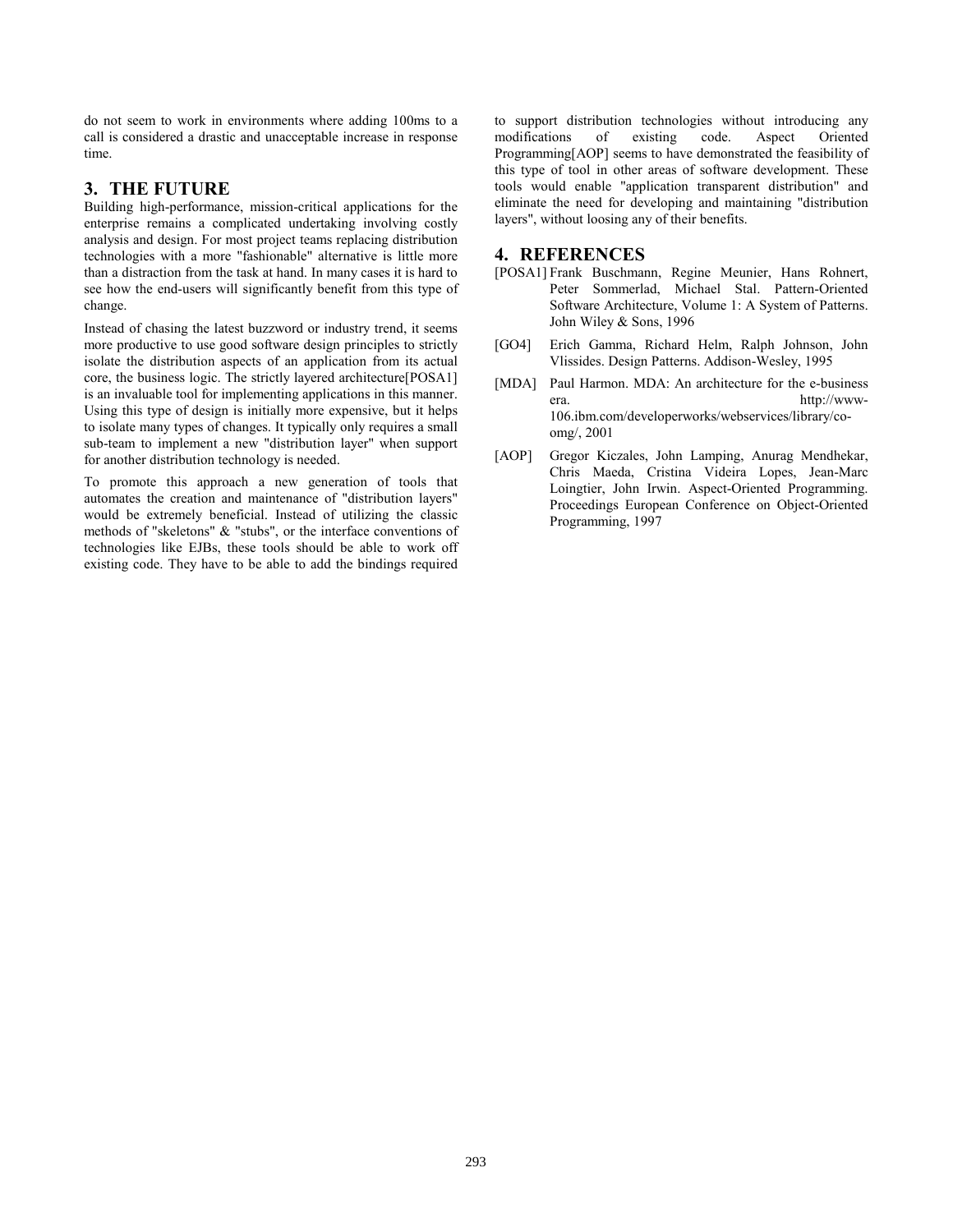do not seem to work in environments where adding 100ms to a call is considered a drastic and unacceptable increase in response time.

## 3. THE FUTURE

Building high-performance, mission-critical applications for the enterprise remains a complicated undertaking involving costly analysis and design. For most project teams replacing distribution technologies with a more "fashionable" alternative is little more than a distraction from the task at hand. In many cases it is hard to see how the end-users will significantly benefit from this type of change.

Instead of chasing the latest buzzword or industry trend, it seems more productive to use good software design principles to strictly isolate the distribution aspects of an application from its actual core, the business logic. The strictly layered architecture[POSA1] is an invaluable tool for implementing applications in this manner. Using this type of design is initially more expensive, but it helps to isolate many types of changes. It typically only requires a small sub-team to implement a new "distribution layer" when support for another distribution technology is needed.

To promote this approach a new generation of tools that automates the creation and maintenance of "distribution layers" would be extremely beneficial. Instead of utilizing the classic methods of "skeletons" & "stubs", or the interface conventions of technologies like EJBs, these tools should be able to work off existing code. They have to be able to add the bindings required to support distribution technologies without introducing any modifications of existing code. Aspect Oriented Programming[AOP] seems to have demonstrated the feasibility of this type of tool in other areas of software development. These tools would enable "application transparent distribution" and eliminate the need for developing and maintaining "distribution layers", without loosing any of their benefits.

## 4. REFERENCES

[POSA1] Frank Buschmann, Regine Meunier, Hans Rohnert, Peter Sommerlad, Michael Stal. Pattern-Oriented Software Architecture, Volume 1: A System of Patterns. John Wiley & Sons, 1996

[GO4] Erich Gamma, Richard Helm, Ralph Johnson, John Vlissides. Design Patterns. Addison-Wesley, 1995

[MDA] Paul Harmon. MDA: An architecture for the e-business era. http://www-106.ibm.com/developerworks/webservices/library/co-omg/, 2001

[AOP] Gregor Kiczales, John Lamping, Anurag Mendhekar, Chris Maeda, Cristina Videira Lopes, Jean-Marc Loingtier, John Irwin. Aspect-Oriented Programming. Proceedings European Conference on Object-Oriented Programming, 1997